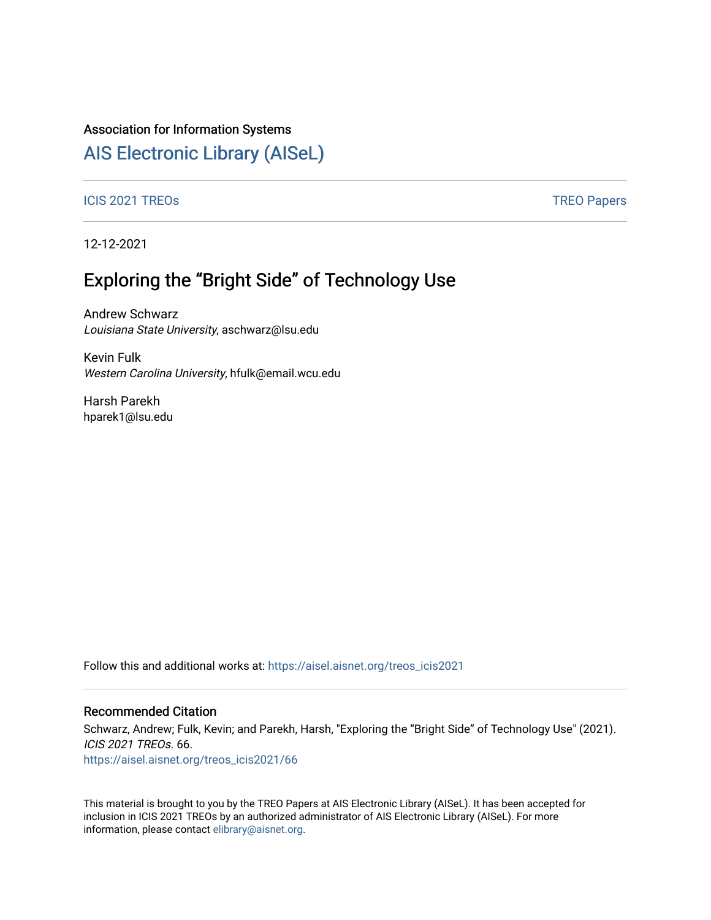Association for Information Systems

# AIS Electronic Library (AISeL)

ICIS 2021 TREOs | TREO Papers

12-12-2021

## Exploring the “Bright Side” of Technology Use

Andrew Schwarz
*Louisiana State University*, aschwarz@lsu.edu

Kevin Fulk
*Western Carolina University*, hfulk@email.wcu.edu

Harsh Parekh
hparek1@lsu.edu

Follow this and additional works at: https://aisel.aisnet.org/treos_icis2021

### Recommended Citation

Schwarz, Andrew; Fulk, Kevin; and Parekh, Harsh, "Exploring the “Bright Side” of Technology Use" (2021). *ICIS 2021 TREOs*. 66.
https://aisel.aisnet.org/treos_icis2021/66

This material is brought to you by the TREO Papers at AIS Electronic Library (AISeL). It has been accepted for inclusion in ICIS 2021 TREOs by an authorized administrator of AIS Electronic Library (AISeL). For more information, please contact elibrary@aisnet.org.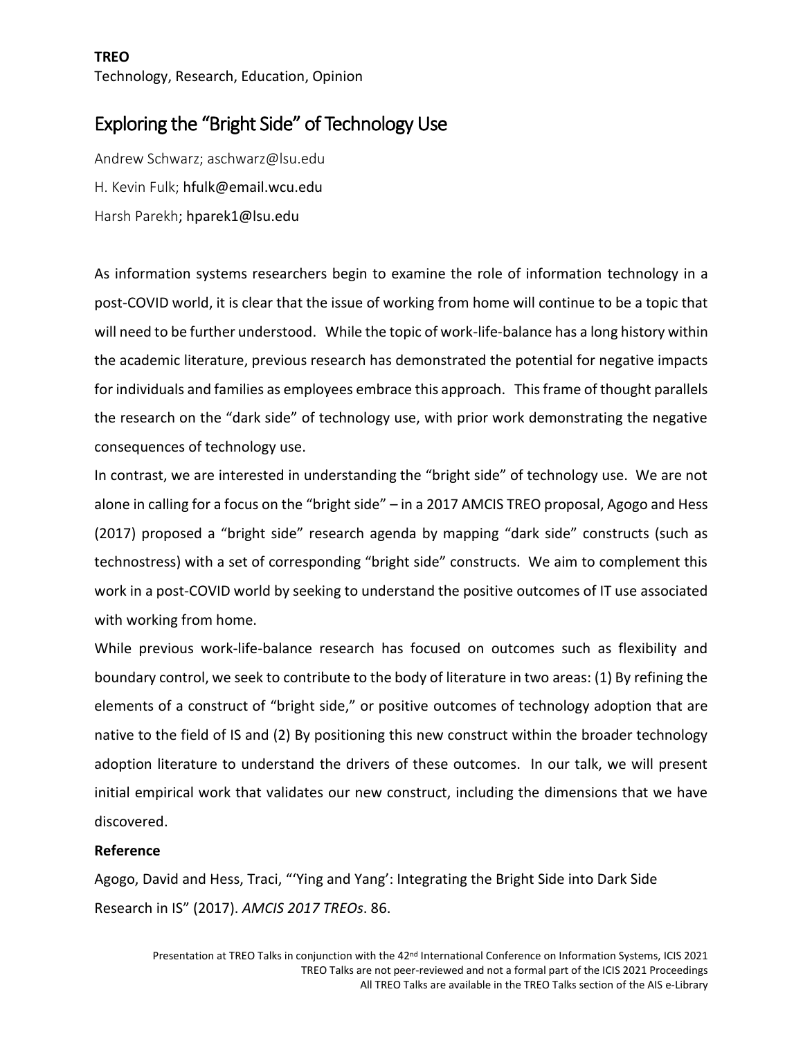**TREO**

Technology, Research, Education, Opinion

# Exploring the "Bright Side" of Technology Use

Andrew Schwarz; aschwarz@lsu.edu

H. Kevin Fulk; hfulk@email.wcu.edu

Harsh Parekh; hparek1@lsu.edu

As information systems researchers begin to examine the role of information technology in a post-COVID world, it is clear that the issue of working from home will continue to be a topic that will need to be further understood. While the topic of work-life-balance has a long history within the academic literature, previous research has demonstrated the potential for negative impacts for individuals and families as employees embrace this approach. This frame of thought parallels the research on the "dark side" of technology use, with prior work demonstrating the negative consequences of technology use.

In contrast, we are interested in understanding the "bright side" of technology use. We are not alone in calling for a focus on the "bright side" – in a 2017 AMCIS TREO proposal, Agogo and Hess (2017) proposed a "bright side" research agenda by mapping "dark side" constructs (such as technostress) with a set of corresponding "bright side" constructs. We aim to complement this work in a post-COVID world by seeking to understand the positive outcomes of IT use associated with working from home.

While previous work-life-balance research has focused on outcomes such as flexibility and boundary control, we seek to contribute to the body of literature in two areas: (1) By refining the elements of a construct of "bright side," or positive outcomes of technology adoption that are native to the field of IS and (2) By positioning this new construct within the broader technology adoption literature to understand the drivers of these outcomes. In our talk, we will present initial empirical work that validates our new construct, including the dimensions that we have discovered.

**Reference**

Agogo, David and Hess, Traci, "'Ying and Yang': Integrating the Bright Side into Dark Side Research in IS" (2017). *AMCIS 2017 TREOs*. 86.

Presentation at TREO Talks in conjunction with the 42nd International Conference on Information Systems, ICIS 2021
TREO Talks are not peer-reviewed and not a formal part of the ICIS 2021 Proceedings
All TREO Talks are available in the TREO Talks section of the AIS e-Library